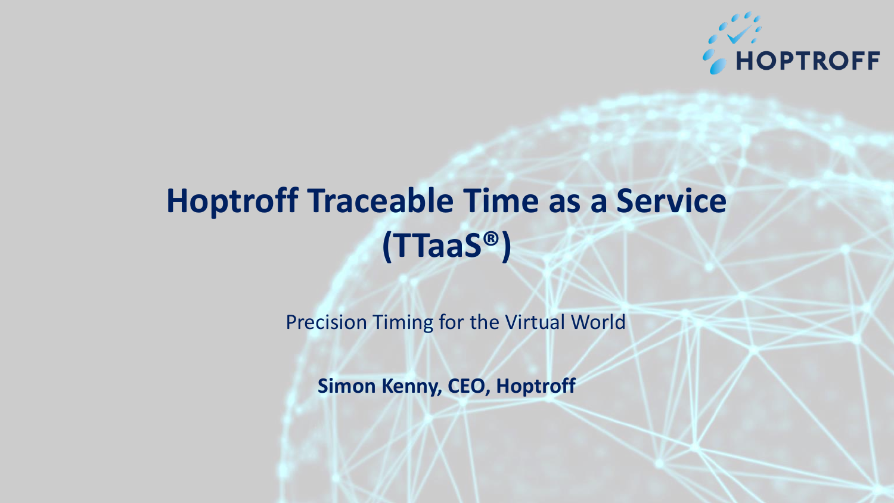# Hoptroff Traceable Time as a Service (TTaaS®)

Precision Timing for the Virtual World

**Simon Kenny, CEO, Hoptroff**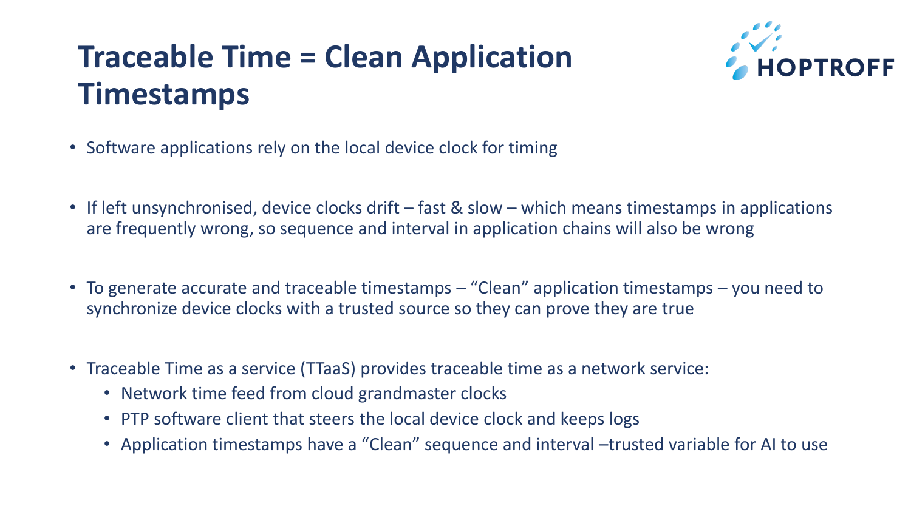# Traceable Time = Clean Application Timestamps

HOPTROFF

- Software applications rely on the local device clock for timing
- If left unsynchronised, device clocks drift – fast & slow – which means timestamps in applications are frequently wrong, so sequence and interval in application chains will also be wrong
- To generate accurate and traceable timestamps – "Clean" application timestamps – you need to synchronize device clocks with a trusted source so they can prove they are true
- Traceable Time as a service (TTaaS) provides traceable time as a network service:
  - Network time feed from cloud grandmaster clocks
  - PTP software client that steers the local device clock and keeps logs
  - Application timestamps have a "Clean" sequence and interval –trusted variable for AI to use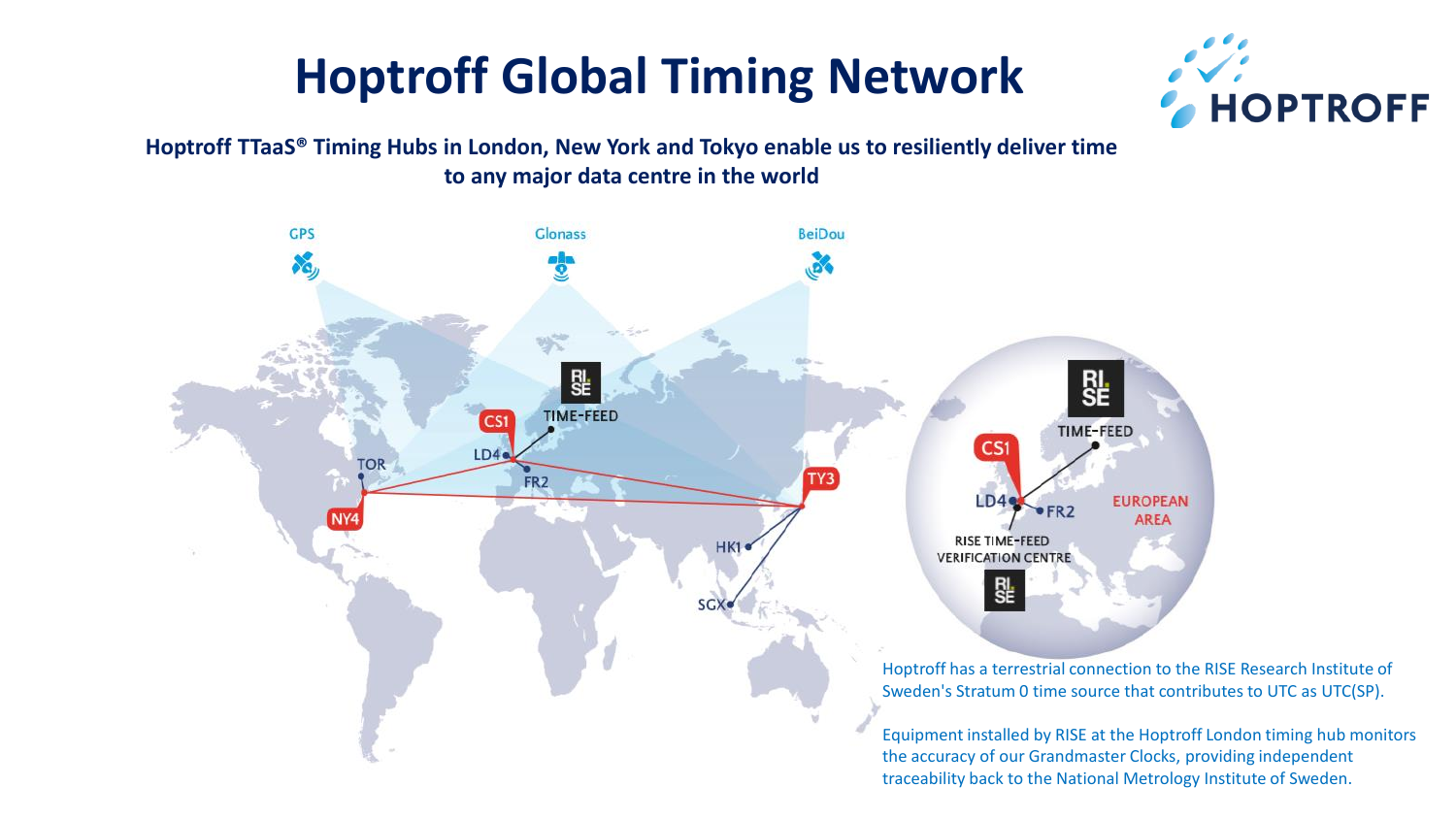# Hoptroff Global Timing Network

**Hoptroff TTaaS® Timing Hubs in London, New York and Tokyo enable us to resiliently deliver time to any major data centre in the world**

Hoptroff has a terrestrial connection to the RISE Research Institute of Sweden's Stratum 0 time source that contributes to UTC as UTC(SP).

Equipment installed by RISE at the Hoptroff London timing hub monitors the accuracy of our Grandmaster Clocks, providing independent traceability back to the National Metrology Institute of Sweden.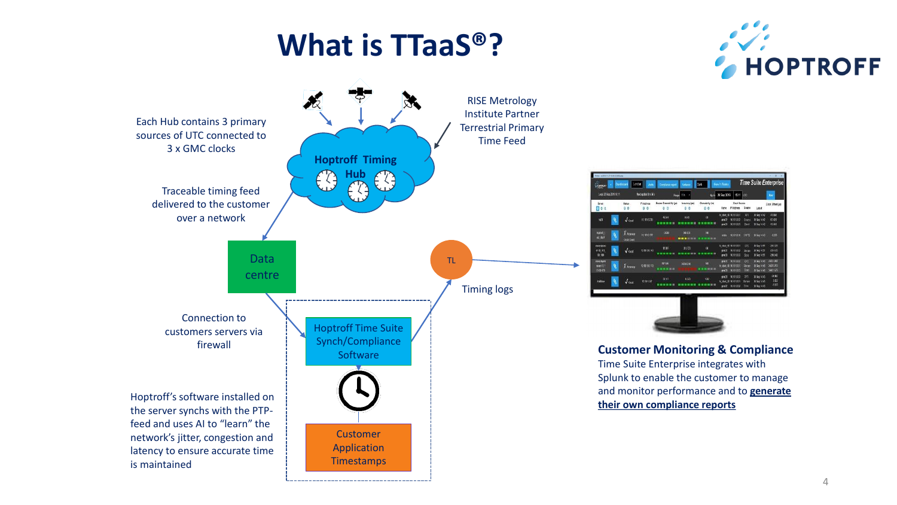# What is TTaaS®?

HOPTROFF

Each Hub contains 3 primary sources of UTC connected to 3 x GMC clocks

Hoptroff Timing Hub

RISE Metrology Institute Partner Terrestrial Primary Time Feed

Traceable timing feed delivered to the customer over a network

Data centre

Connection to customers servers via firewall

Hoptroff Time Suite Synch/Compliance Software

Customer Application Timestamps

TL

Timing logs

Hoptroff's software installed on the server synchs with the PTP-feed and uses AI to "learn" the network's jitter, congestion and latency to ensure accurate time is maintained

**Customer Monitoring & Compliance**

Time Suite Enterprise integrates with Splunk to enable the customer to manage and monitor performance and to **generate their own compliance reports**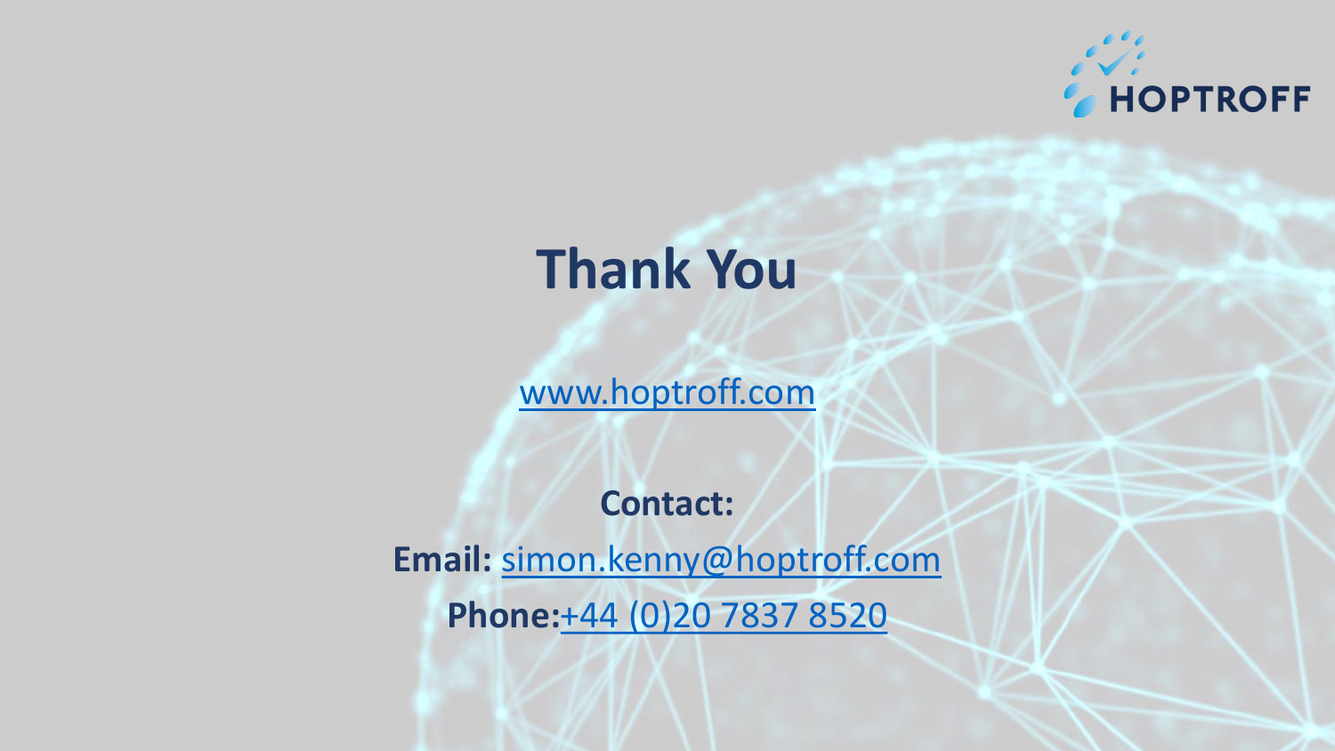# Thank You

www.hoptroff.com

**Contact:**

**Email:** simon.kenny@hoptroff.com

**Phone:**+44 (0)20 7837 8520